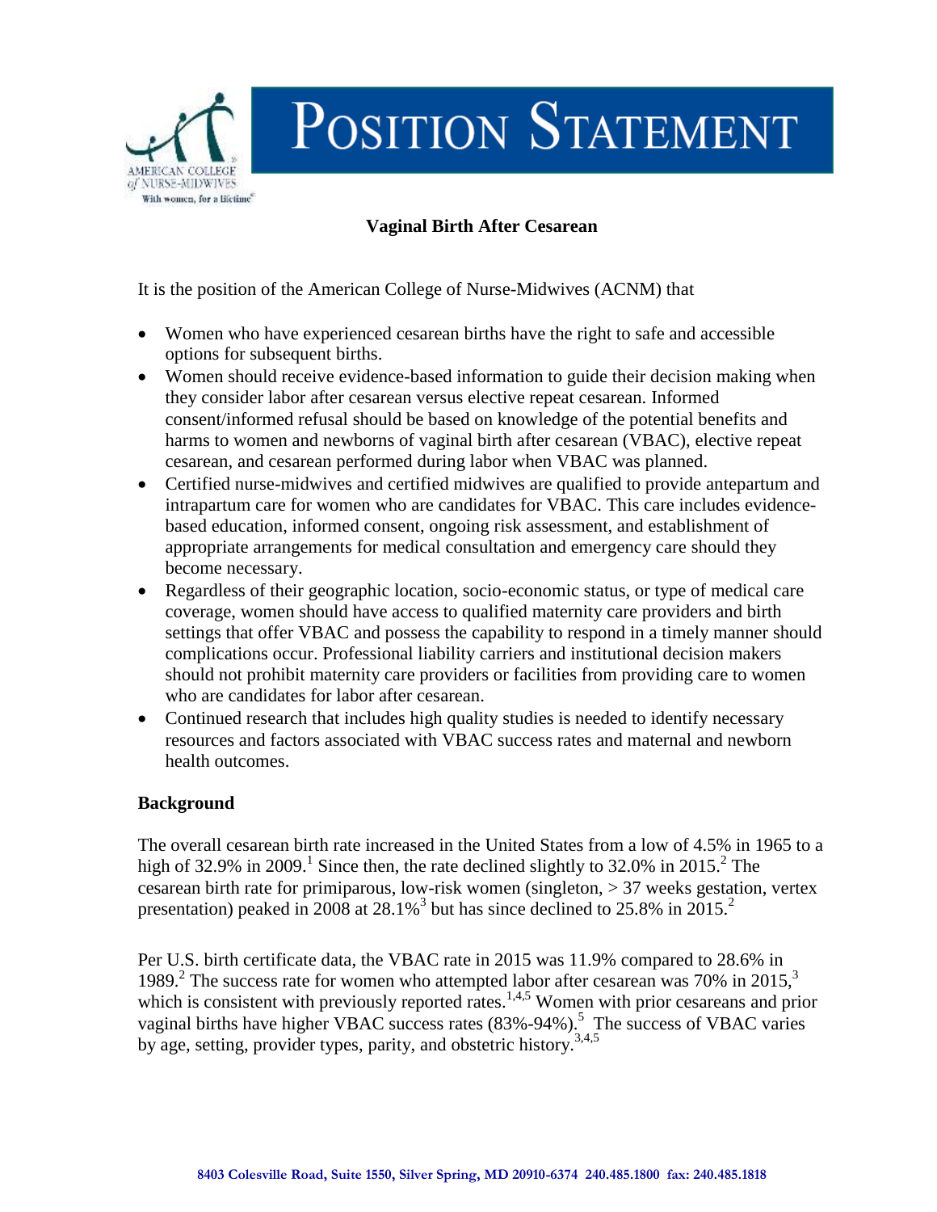# Position Statement

## Vaginal Birth After Cesarean

It is the position of the American College of Nurse-Midwives (ACNM) that

- Women who have experienced cesarean births have the right to safe and accessible options for subsequent births.
- Women should receive evidence-based information to guide their decision making when they consider labor after cesarean versus elective repeat cesarean. Informed consent/informed refusal should be based on knowledge of the potential benefits and harms to women and newborns of vaginal birth after cesarean (VBAC), elective repeat cesarean, and cesarean performed during labor when VBAC was planned.
- Certified nurse-midwives and certified midwives are qualified to provide antepartum and intrapartum care for women who are candidates for VBAC. This care includes evidence-based education, informed consent, ongoing risk assessment, and establishment of appropriate arrangements for medical consultation and emergency care should they become necessary.
- Regardless of their geographic location, socio-economic status, or type of medical care coverage, women should have access to qualified maternity care providers and birth settings that offer VBAC and possess the capability to respond in a timely manner should complications occur. Professional liability carriers and institutional decision makers should not prohibit maternity care providers or facilities from providing care to women who are candidates for labor after cesarean.
- Continued research that includes high quality studies is needed to identify necessary resources and factors associated with VBAC success rates and maternal and newborn health outcomes.

### Background

The overall cesarean birth rate increased in the United States from a low of 4.5% in 1965 to a high of 32.9% in 2009.[1] Since then, the rate declined slightly to 32.0% in 2015.[2] The cesarean birth rate for primiparous, low-risk women (singleton, > 37 weeks gestation, vertex presentation) peaked in 2008 at 28.1%[3] but has since declined to 25.8% in 2015.[2]

Per U.S. birth certificate data, the VBAC rate in 2015 was 11.9% compared to 28.6% in 1989.[2] The success rate for women who attempted labor after cesarean was 70% in 2015,[3] which is consistent with previously reported rates.[1,4,5] Women with prior cesareans and prior vaginal births have higher VBAC success rates (83%-94%).[5] The success of VBAC varies by age, setting, provider types, parity, and obstetric history.[3,4,5]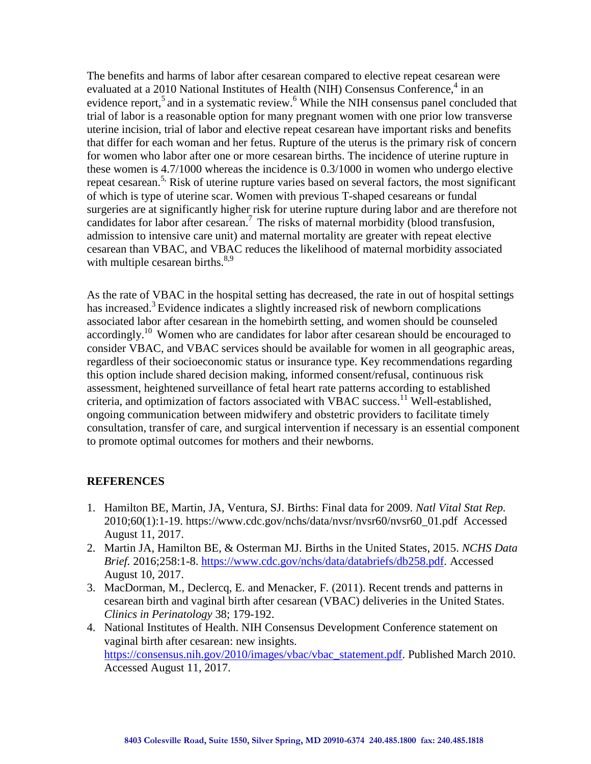The benefits and harms of labor after cesarean compared to elective repeat cesarean were evaluated at a 2010 National Institutes of Health (NIH) Consensus Conference,[4] in an evidence report,[5] and in a systematic review.[6] While the NIH consensus panel concluded that trial of labor is a reasonable option for many pregnant women with one prior low transverse uterine incision, trial of labor and elective repeat cesarean have important risks and benefits that differ for each woman and her fetus. Rupture of the uterus is the primary risk of concern for women who labor after one or more cesarean births. The incidence of uterine rupture in these women is 4.7/1000 whereas the incidence is 0.3/1000 in women who undergo elective repeat cesarean.[5,] Risk of uterine rupture varies based on several factors, the most significant of which is type of uterine scar. Women with previous T-shaped cesareans or fundal surgeries are at significantly higher risk for uterine rupture during labor and are therefore not candidates for labor after cesarean.[7] The risks of maternal morbidity (blood transfusion, admission to intensive care unit) and maternal mortality are greater with repeat elective cesarean than VBAC, and VBAC reduces the likelihood of maternal morbidity associated with multiple cesarean births.[8,9]

As the rate of VBAC in the hospital setting has decreased, the rate in out of hospital settings has increased.[3] Evidence indicates a slightly increased risk of newborn complications associated labor after cesarean in the homebirth setting, and women should be counseled accordingly.[10] Women who are candidates for labor after cesarean should be encouraged to consider VBAC, and VBAC services should be available for women in all geographic areas, regardless of their socioeconomic status or insurance type. Key recommendations regarding this option include shared decision making, informed consent/refusal, continuous risk assessment, heightened surveillance of fetal heart rate patterns according to established criteria, and optimization of factors associated with VBAC success.[11] Well-established, ongoing communication between midwifery and obstetric providers to facilitate timely consultation, transfer of care, and surgical intervention if necessary is an essential component to promote optimal outcomes for mothers and their newborns.

## REFERENCES

1. Hamilton BE, Martin, JA, Ventura, SJ. Births: Final data for 2009. *Natl Vital Stat Rep.* 2010;60(1):1-19. https://www.cdc.gov/nchs/data/nvsr/nvsr60/nvsr60_01.pdf Accessed August 11, 2017.
2. Martin JA, Hamilton BE, & Osterman MJ. Births in the United States, 2015. *NCHS Data Brief.* 2016;258:1-8. https://www.cdc.gov/nchs/data/databriefs/db258.pdf. Accessed August 10, 2017.
3. MacDorman, M., Declercq, E. and Menacker, F. (2011). Recent trends and patterns in cesarean birth and vaginal birth after cesarean (VBAC) deliveries in the United States. *Clinics in Perinatology* 38; 179-192.
4. National Institutes of Health. NIH Consensus Development Conference statement on vaginal birth after cesarean: new insights. https://consensus.nih.gov/2010/images/vbac/vbac_statement.pdf. Published March 2010. Accessed August 11, 2017.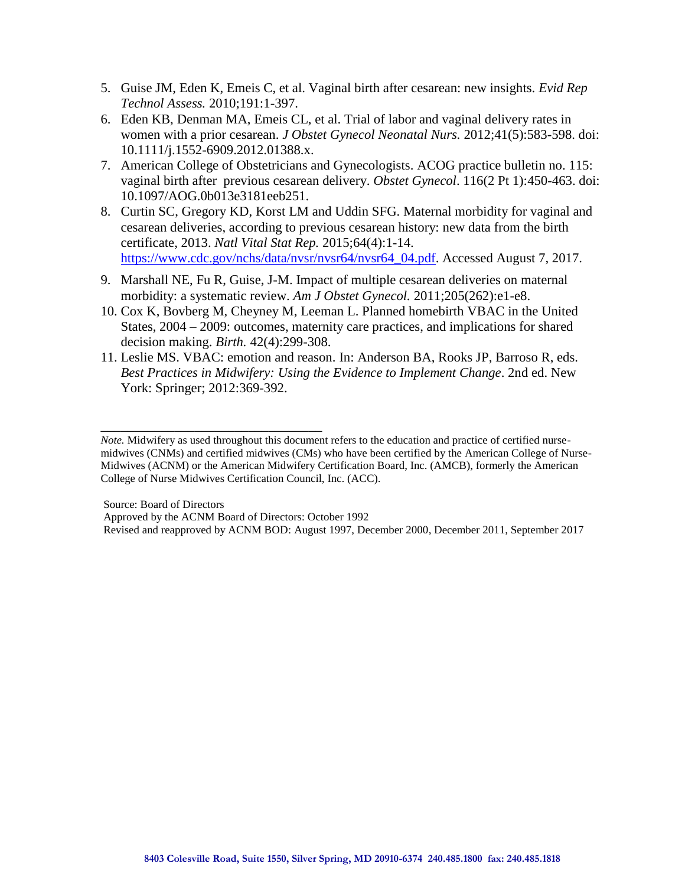5. Guise JM, Eden K, Emeis C, et al. Vaginal birth after cesarean: new insights. *Evid Rep Technol Assess.* 2010;191:1-397.
6. Eden KB, Denman MA, Emeis CL, et al. Trial of labor and vaginal delivery rates in women with a prior cesarean. *J Obstet Gynecol Neonatal Nurs.* 2012;41(5):583-598. doi: 10.1111/j.1552-6909.2012.01388.x.
7. American College of Obstetricians and Gynecologists. ACOG practice bulletin no. 115: vaginal birth after previous cesarean delivery. *Obstet Gynecol*. 116(2 Pt 1):450-463. doi: 10.1097/AOG.0b013e3181eeb251.
8. Curtin SC, Gregory KD, Korst LM and Uddin SFG. Maternal morbidity for vaginal and cesarean deliveries, according to previous cesarean history: new data from the birth certificate, 2013. *Natl Vital Stat Rep.* 2015;64(4):1-14. https://www.cdc.gov/nchs/data/nvsr/nvsr64/nvsr64_04.pdf. Accessed August 7, 2017.
9. Marshall NE, Fu R, Guise, J-M. Impact of multiple cesarean deliveries on maternal morbidity: a systematic review. *Am J Obstet Gynecol.* 2011;205(262):e1-e8.
10. Cox K, Bovberg M, Cheyney M, Leeman L. Planned homebirth VBAC in the United States, 2004 – 2009: outcomes, maternity care practices, and implications for shared decision making. *Birth.* 42(4):299-308.
11. Leslie MS. VBAC: emotion and reason. In: Anderson BA, Rooks JP, Barroso R, eds. *Best Practices in Midwifery: Using the Evidence to Implement Change*. 2nd ed. New York: Springer; 2012:369-392.

---

*Note.* Midwifery as used throughout this document refers to the education and practice of certified nurse-midwives (CNMs) and certified midwives (CMs) who have been certified by the American College of Nurse-Midwives (ACNM) or the American Midwifery Certification Board, Inc. (AMCB), formerly the American College of Nurse Midwives Certification Council, Inc. (ACC).

Source: Board of Directors
Approved by the ACNM Board of Directors: October 1992
Revised and reapproved by ACNM BOD: August 1997, December 2000, December 2011, September 2017